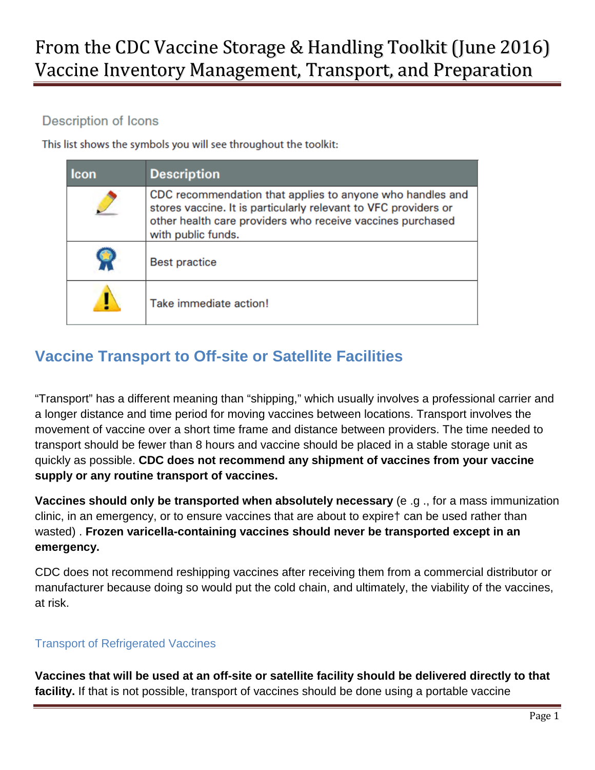# From the CDC Vaccine Storage & Handling Toolkit (June 2016) Vaccine Inventory Management, Transport, and Preparation

### Description of Icons

This list shows the symbols you will see throughout the toolkit:

| Icon | Description |
|---|---|
| | CDC recommendation that applies to anyone who handles and stores vaccine. It is particularly relevant to VFC providers or other health care providers who receive vaccines purchased with public funds. |
| | Best practice |
| | Take immediate action! |

## Vaccine Transport to Off-site or Satellite Facilities

"Transport" has a different meaning than "shipping," which usually involves a professional carrier and a longer distance and time period for moving vaccines between locations. Transport involves the movement of vaccine over a short time frame and distance between providers. The time needed to transport should be fewer than 8 hours and vaccine should be placed in a stable storage unit as quickly as possible. **CDC does not recommend any shipment of vaccines from your vaccine supply or any routine transport of vaccines.**

**Vaccines should only be transported when absolutely necessary** (e .g ., for a mass immunization clinic, in an emergency, or to ensure vaccines that are about to expire† can be used rather than wasted) . **Frozen varicella-containing vaccines should never be transported except in an emergency.**

CDC does not recommend reshipping vaccines after receiving them from a commercial distributor or manufacturer because doing so would put the cold chain, and ultimately, the viability of the vaccines, at risk.

### Transport of Refrigerated Vaccines

**Vaccines that will be used at an off-site or satellite facility should be delivered directly to that facility.** If that is not possible, transport of vaccines should be done using a portable vaccine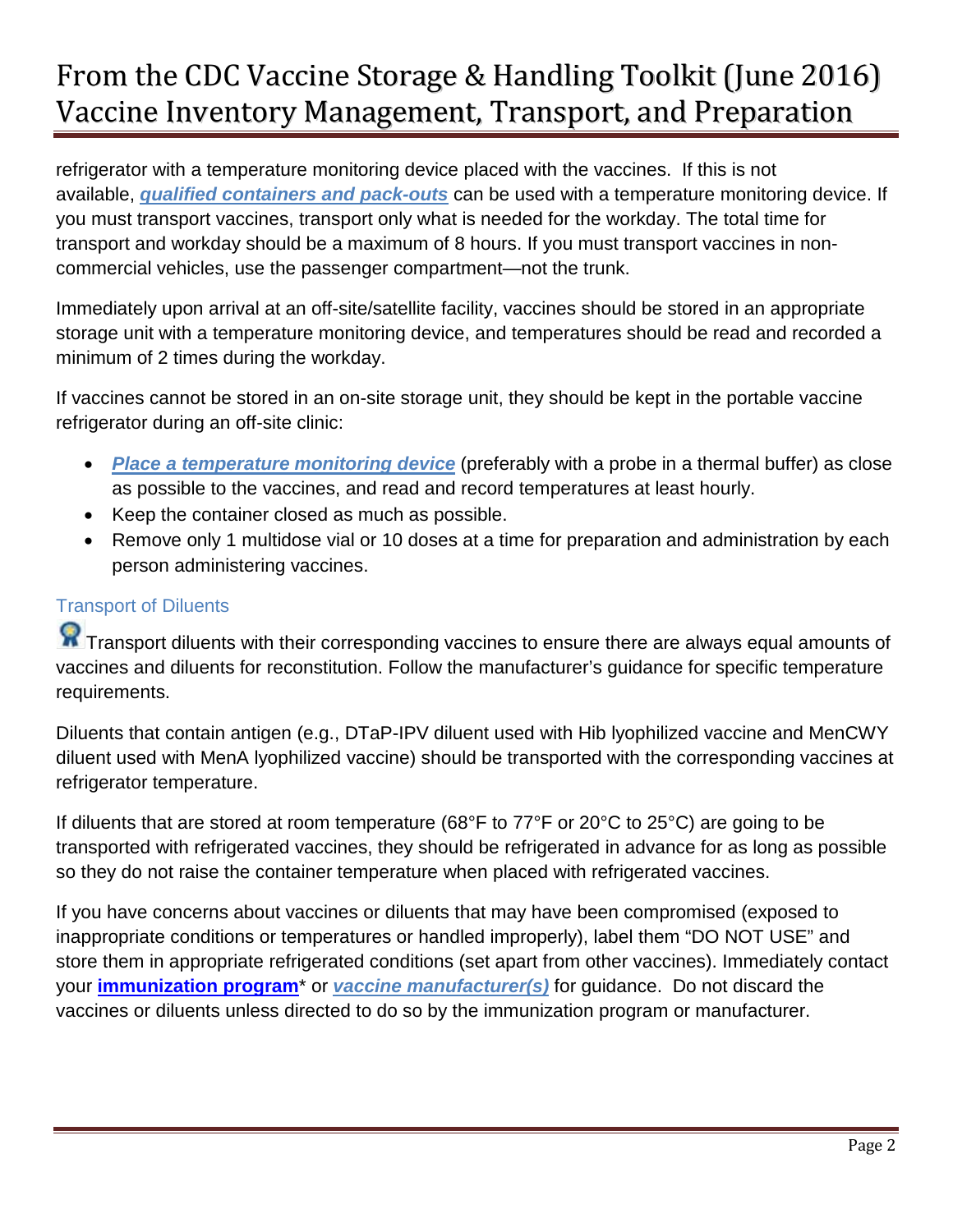refrigerator with a temperature monitoring device placed with the vaccines. If this is not available, ***qualified containers and pack-outs*** can be used with a temperature monitoring device. If you must transport vaccines, transport only what is needed for the workday. The total time for transport and workday should be a maximum of 8 hours. If you must transport vaccines in non-commercial vehicles, use the passenger compartment—not the trunk.

Immediately upon arrival at an off-site/satellite facility, vaccines should be stored in an appropriate storage unit with a temperature monitoring device, and temperatures should be read and recorded a minimum of 2 times during the workday.

If vaccines cannot be stored in an on-site storage unit, they should be kept in the portable vaccine refrigerator during an off-site clinic:

- ***Place a temperature monitoring device*** (preferably with a probe in a thermal buffer) as close as possible to the vaccines, and read and record temperatures at least hourly.
- Keep the container closed as much as possible.
- Remove only 1 multidose vial or 10 doses at a time for preparation and administration by each person administering vaccines.

### Transport of Diluents

Transport diluents with their corresponding vaccines to ensure there are always equal amounts of vaccines and diluents for reconstitution. Follow the manufacturer's guidance for specific temperature requirements.

Diluents that contain antigen (e.g., DTaP-IPV diluent used with Hib lyophilized vaccine and MenCWY diluent used with MenA lyophilized vaccine) should be transported with the corresponding vaccines at refrigerator temperature.

If diluents that are stored at room temperature (68°F to 77°F or 20°C to 25°C) are going to be transported with refrigerated vaccines, they should be refrigerated in advance for as long as possible so they do not raise the container temperature when placed with refrigerated vaccines.

If you have concerns about vaccines or diluents that may have been compromised (exposed to inappropriate conditions or temperatures or handled improperly), label them "DO NOT USE" and store them in appropriate refrigerated conditions (set apart from other vaccines). Immediately contact your **immunization program*** or ***vaccine manufacturer(s)*** for guidance. Do not discard the vaccines or diluents unless directed to do so by the immunization program or manufacturer.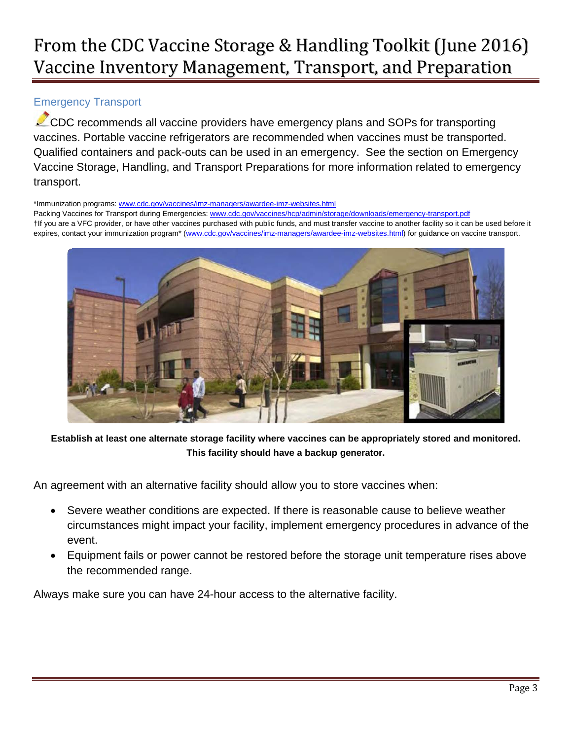# From the CDC Vaccine Storage & Handling Toolkit (June 2016) Vaccine Inventory Management, Transport, and Preparation

## Emergency Transport

CDC recommends all vaccine providers have emergency plans and SOPs for transporting vaccines. Portable vaccine refrigerators are recommended when vaccines must be transported. Qualified containers and pack-outs can be used in an emergency. See the section on Emergency Vaccine Storage, Handling, and Transport Preparations for more information related to emergency transport.

*Immunization programs: www.cdc.gov/vaccines/imz-managers/awardee-imz-websites.html
Packing Vaccines for Transport during Emergencies: www.cdc.gov/vaccines/hcp/admin/storage/downloads/emergency-transport.pdf
†If you are a VFC provider, or have other vaccines purchased with public funds, and must transfer vaccine to another facility so it can be used before it expires, contact your immunization program* (www.cdc.gov/vaccines/imz-managers/awardee-imz-websites.html) for guidance on vaccine transport.

**Establish at least one alternate storage facility where vaccines can be appropriately stored and monitored. This facility should have a backup generator.**

An agreement with an alternative facility should allow you to store vaccines when:

- Severe weather conditions are expected. If there is reasonable cause to believe weather circumstances might impact your facility, implement emergency procedures in advance of the event.
- Equipment fails or power cannot be restored before the storage unit temperature rises above the recommended range.

Always make sure you can have 24-hour access to the alternative facility.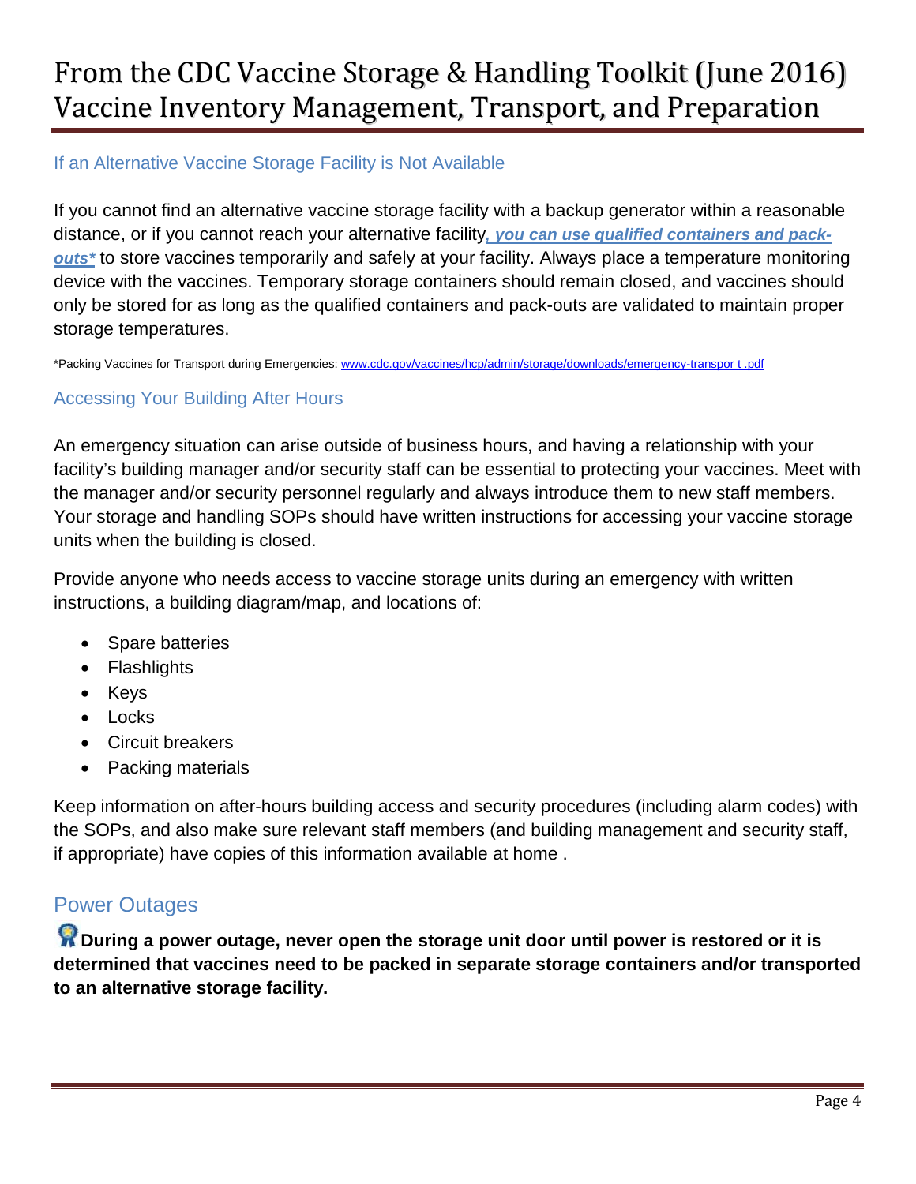# From the CDC Vaccine Storage & Handling Toolkit (June 2016) Vaccine Inventory Management, Transport, and Preparation

### If an Alternative Vaccine Storage Facility is Not Available

If you cannot find an alternative vaccine storage facility with a backup generator within a reasonable distance, or if you cannot reach your alternative facility***, you can use qualified containers and pack-outs**** to store vaccines temporarily and safely at your facility. Always place a temperature monitoring device with the vaccines. Temporary storage containers should remain closed, and vaccines should only be stored for as long as the qualified containers and pack-outs are validated to maintain proper storage temperatures.

*Packing Vaccines for Transport during Emergencies: www.cdc.gov/vaccines/hcp/admin/storage/downloads/emergency-transpor t .pdf

### Accessing Your Building After Hours

An emergency situation can arise outside of business hours, and having a relationship with your facility's building manager and/or security staff can be essential to protecting your vaccines. Meet with the manager and/or security personnel regularly and always introduce them to new staff members. Your storage and handling SOPs should have written instructions for accessing your vaccine storage units when the building is closed.

Provide anyone who needs access to vaccine storage units during an emergency with written instructions, a building diagram/map, and locations of:

- Spare batteries
- Flashlights
- Keys
- Locks
- Circuit breakers
- Packing materials

Keep information on after-hours building access and security procedures (including alarm codes) with the SOPs, and also make sure relevant staff members (and building management and security staff, if appropriate) have copies of this information available at home .

## Power Outages

**During a power outage, never open the storage unit door until power is restored or it is determined that vaccines need to be packed in separate storage containers and/or transported to an alternative storage facility.**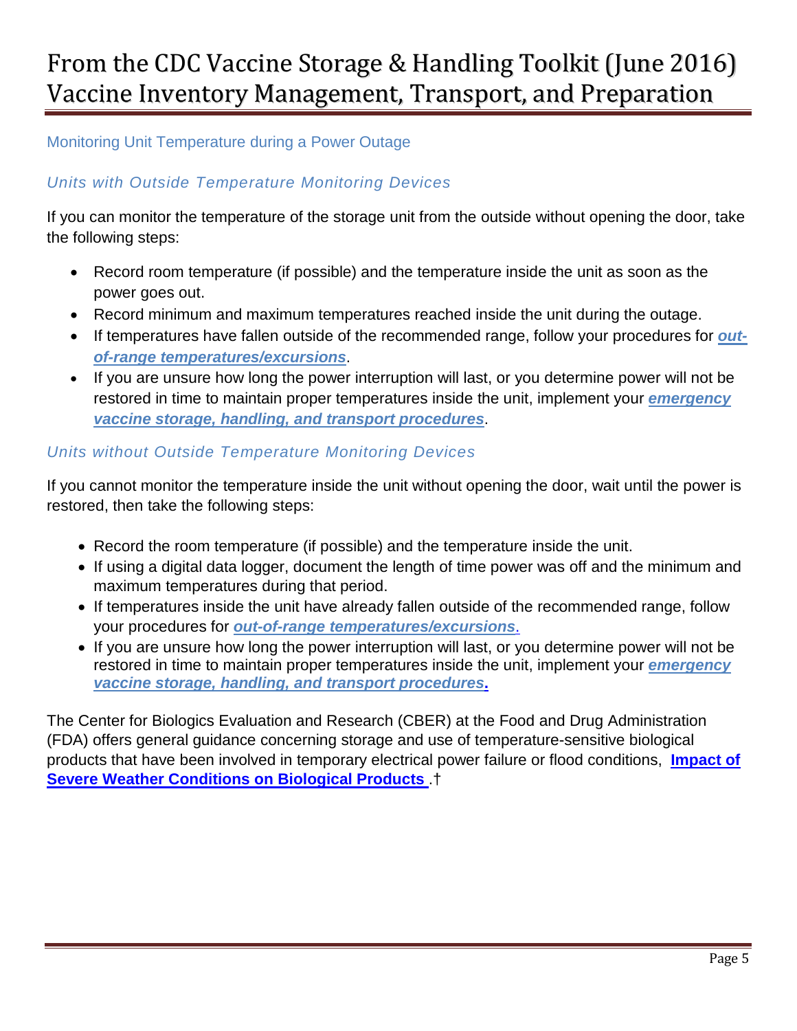# From the CDC Vaccine Storage & Handling Toolkit (June 2016) Vaccine Inventory Management, Transport, and Preparation

## Monitoring Unit Temperature during a Power Outage

### *Units with Outside Temperature Monitoring Devices*

If you can monitor the temperature of the storage unit from the outside without opening the door, take the following steps:

- Record room temperature (if possible) and the temperature inside the unit as soon as the power goes out.
- Record minimum and maximum temperatures reached inside the unit during the outage.
- If temperatures have fallen outside of the recommended range, follow your procedures for ***out-of-range temperatures/excursions***.
- If you are unsure how long the power interruption will last, or you determine power will not be restored in time to maintain proper temperatures inside the unit, implement your ***emergency vaccine storage, handling, and transport procedures***.

### *Units without Outside Temperature Monitoring Devices*

If you cannot monitor the temperature inside the unit without opening the door, wait until the power is restored, then take the following steps:

- Record the room temperature (if possible) and the temperature inside the unit.
- If using a digital data logger, document the length of time power was off and the minimum and maximum temperatures during that period.
- If temperatures inside the unit have already fallen outside of the recommended range, follow your procedures for ***out-of-range temperatures/excursions***.
- If you are unsure how long the power interruption will last, or you determine power will not be restored in time to maintain proper temperatures inside the unit, implement your ***emergency vaccine storage, handling, and transport procedures***.

The Center for Biologics Evaluation and Research (CBER) at the Food and Drug Administration (FDA) offers general guidance concerning storage and use of temperature-sensitive biological products that have been involved in temporary electrical power failure or flood conditions, **Impact of Severe Weather Conditions on Biological Products** .†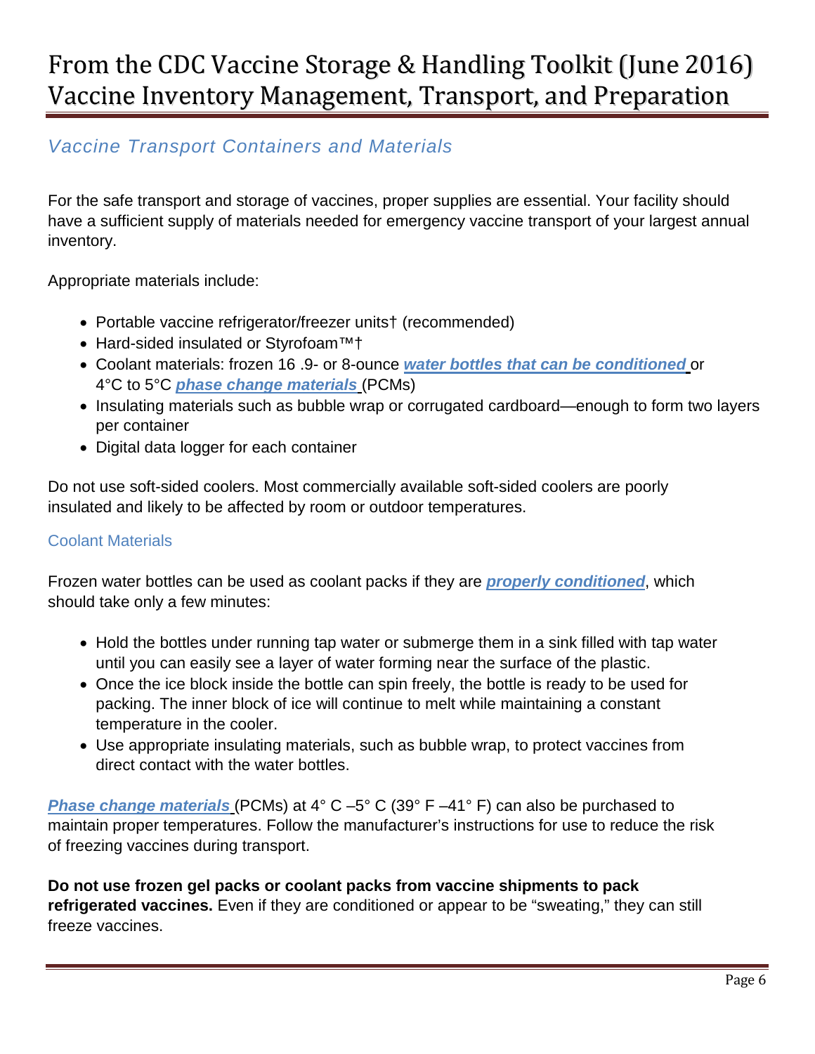# From the CDC Vaccine Storage & Handling Toolkit (June 2016) Vaccine Inventory Management, Transport, and Preparation

## *Vaccine Transport Containers and Materials*

For the safe transport and storage of vaccines, proper supplies are essential. Your facility should have a sufficient supply of materials needed for emergency vaccine transport of your largest annual inventory.

Appropriate materials include:

- Portable vaccine refrigerator/freezer units† (recommended)
- Hard-sided insulated or Styrofoam™†
- Coolant materials: frozen 16 .9- or 8-ounce ***water bottles that can be conditioned*** or 4°C to 5°C ***phase change materials*** (PCMs)
- Insulating materials such as bubble wrap or corrugated cardboard—enough to form two layers per container
- Digital data logger for each container

Do not use soft-sided coolers. Most commercially available soft-sided coolers are poorly insulated and likely to be affected by room or outdoor temperatures.

### Coolant Materials

Frozen water bottles can be used as coolant packs if they are ***properly conditioned***, which should take only a few minutes:

- Hold the bottles under running tap water or submerge them in a sink filled with tap water until you can easily see a layer of water forming near the surface of the plastic.
- Once the ice block inside the bottle can spin freely, the bottle is ready to be used for packing. The inner block of ice will continue to melt while maintaining a constant temperature in the cooler.
- Use appropriate insulating materials, such as bubble wrap, to protect vaccines from direct contact with the water bottles.

***Phase change materials*** (PCMs) at 4° C –5° C (39° F –41° F) can also be purchased to maintain proper temperatures. Follow the manufacturer's instructions for use to reduce the risk of freezing vaccines during transport.

**Do not use frozen gel packs or coolant packs from vaccine shipments to pack refrigerated vaccines.** Even if they are conditioned or appear to be "sweating," they can still freeze vaccines.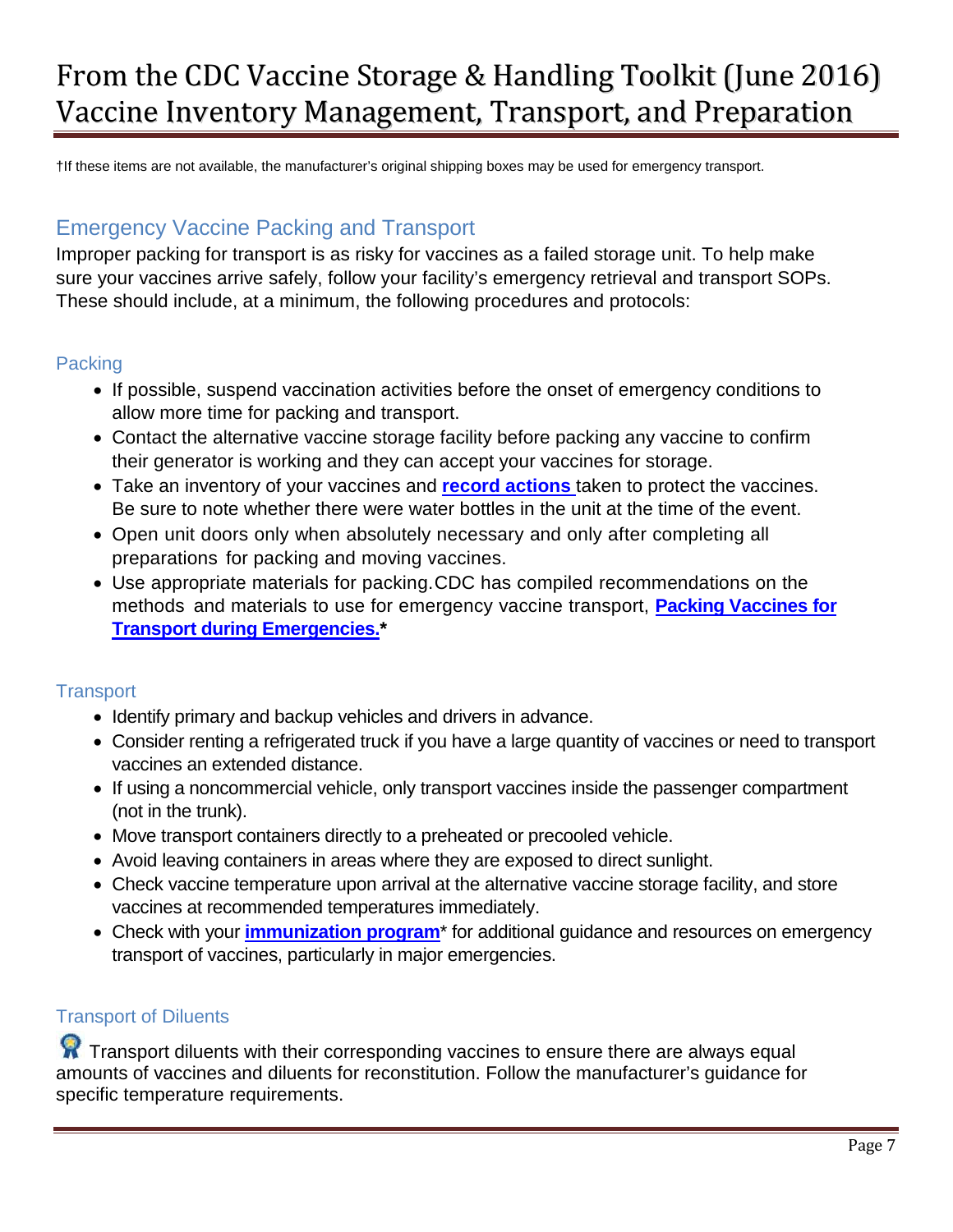†If these items are not available, the manufacturer's original shipping boxes may be used for emergency transport.

## Emergency Vaccine Packing and Transport

Improper packing for transport is as risky for vaccines as a failed storage unit. To help make sure your vaccines arrive safely, follow your facility's emergency retrieval and transport SOPs. These should include, at a minimum, the following procedures and protocols:

### Packing

- If possible, suspend vaccination activities before the onset of emergency conditions to allow more time for packing and transport.
- Contact the alternative vaccine storage facility before packing any vaccine to confirm their generator is working and they can accept your vaccines for storage.
- Take an inventory of your vaccines and **record actions** taken to protect the vaccines. Be sure to note whether there were water bottles in the unit at the time of the event.
- Open unit doors only when absolutely necessary and only after completing all preparations for packing and moving vaccines.
- Use appropriate materials for packing. CDC has compiled recommendations on the methods and materials to use for emergency vaccine transport, **Packing Vaccines for Transport during Emergencies.***

### Transport

- Identify primary and backup vehicles and drivers in advance.
- Consider renting a refrigerated truck if you have a large quantity of vaccines or need to transport vaccines an extended distance.
- If using a noncommercial vehicle, only transport vaccines inside the passenger compartment (not in the trunk).
- Move transport containers directly to a preheated or precooled vehicle.
- Avoid leaving containers in areas where they are exposed to direct sunlight.
- Check vaccine temperature upon arrival at the alternative vaccine storage facility, and store vaccines at recommended temperatures immediately.
- Check with your **immunization program*** for additional guidance and resources on emergency transport of vaccines, particularly in major emergencies.

### Transport of Diluents

Transport diluents with their corresponding vaccines to ensure there are always equal amounts of vaccines and diluents for reconstitution. Follow the manufacturer's guidance for specific temperature requirements.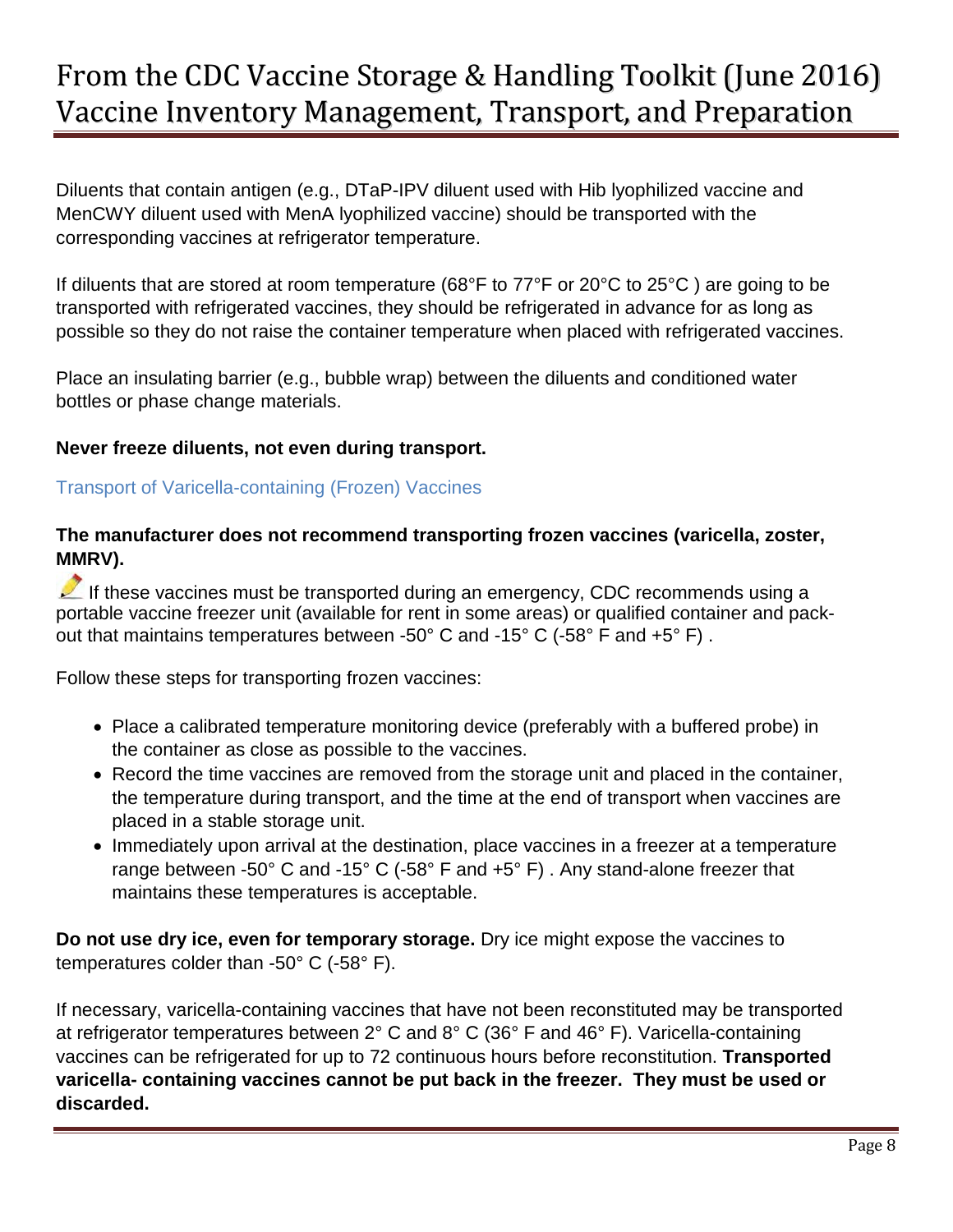Diluents that contain antigen (e.g., DTaP-IPV diluent used with Hib lyophilized vaccine and MenCWY diluent used with MenA lyophilized vaccine) should be transported with the corresponding vaccines at refrigerator temperature.

If diluents that are stored at room temperature (68°F to 77°F or 20°C to 25°C ) are going to be transported with refrigerated vaccines, they should be refrigerated in advance for as long as possible so they do not raise the container temperature when placed with refrigerated vaccines.

Place an insulating barrier (e.g., bubble wrap) between the diluents and conditioned water bottles or phase change materials.

**Never freeze diluents, not even during transport.**

### Transport of Varicella-containing (Frozen) Vaccines

**The manufacturer does not recommend transporting frozen vaccines (varicella, zoster, MMRV).**

If these vaccines must be transported during an emergency, CDC recommends using a portable vaccine freezer unit (available for rent in some areas) or qualified container and pack-out that maintains temperatures between -50° C and -15° C (-58° F and +5° F) .

Follow these steps for transporting frozen vaccines:

- Place a calibrated temperature monitoring device (preferably with a buffered probe) in the container as close as possible to the vaccines.
- Record the time vaccines are removed from the storage unit and placed in the container, the temperature during transport, and the time at the end of transport when vaccines are placed in a stable storage unit.
- Immediately upon arrival at the destination, place vaccines in a freezer at a temperature range between -50° C and -15° C (-58° F and +5° F) . Any stand-alone freezer that maintains these temperatures is acceptable.

**Do not use dry ice, even for temporary storage.** Dry ice might expose the vaccines to temperatures colder than -50° C (-58° F).

If necessary, varicella-containing vaccines that have not been reconstituted may be transported at refrigerator temperatures between 2° C and 8° C (36° F and 46° F). Varicella-containing vaccines can be refrigerated for up to 72 continuous hours before reconstitution. **Transported varicella- containing vaccines cannot be put back in the freezer. They must be used or discarded.**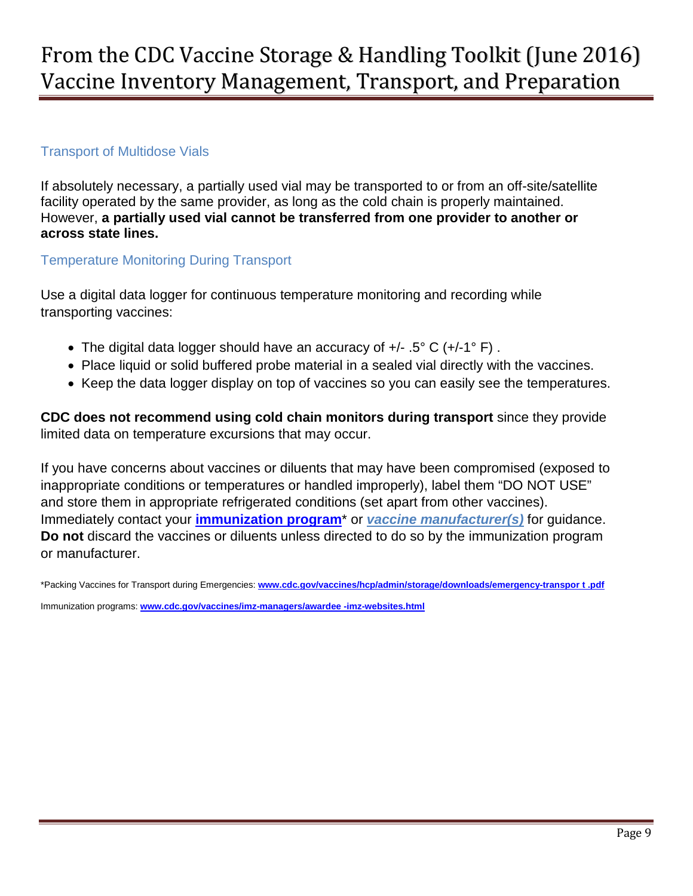# From the CDC Vaccine Storage & Handling Toolkit (June 2016) Vaccine Inventory Management, Transport, and Preparation

## Transport of Multidose Vials

If absolutely necessary, a partially used vial may be transported to or from an off-site/satellite facility operated by the same provider, as long as the cold chain is properly maintained. However, **a partially used vial cannot be transferred from one provider to another or across state lines.**

## Temperature Monitoring During Transport

Use a digital data logger for continuous temperature monitoring and recording while transporting vaccines:

- The digital data logger should have an accuracy of +/- .5° C (+/-1° F) .
- Place liquid or solid buffered probe material in a sealed vial directly with the vaccines.
- Keep the data logger display on top of vaccines so you can easily see the temperatures.

**CDC does not recommend using cold chain monitors during transport** since they provide limited data on temperature excursions that may occur.

If you have concerns about vaccines or diluents that may have been compromised (exposed to inappropriate conditions or temperatures or handled improperly), label them "DO NOT USE" and store them in appropriate refrigerated conditions (set apart from other vaccines). Immediately contact your **immunization program*** or ***vaccine manufacturer(s)*** for guidance. **Do not** discard the vaccines or diluents unless directed to do so by the immunization program or manufacturer.

*Packing Vaccines for Transport during Emergencies: **www.cdc.gov/vaccines/hcp/admin/storage/downloads/emergency-transpor t .pdf**

Immunization programs: **www.cdc.gov/vaccines/imz-managers/awardee -imz-websites.html**